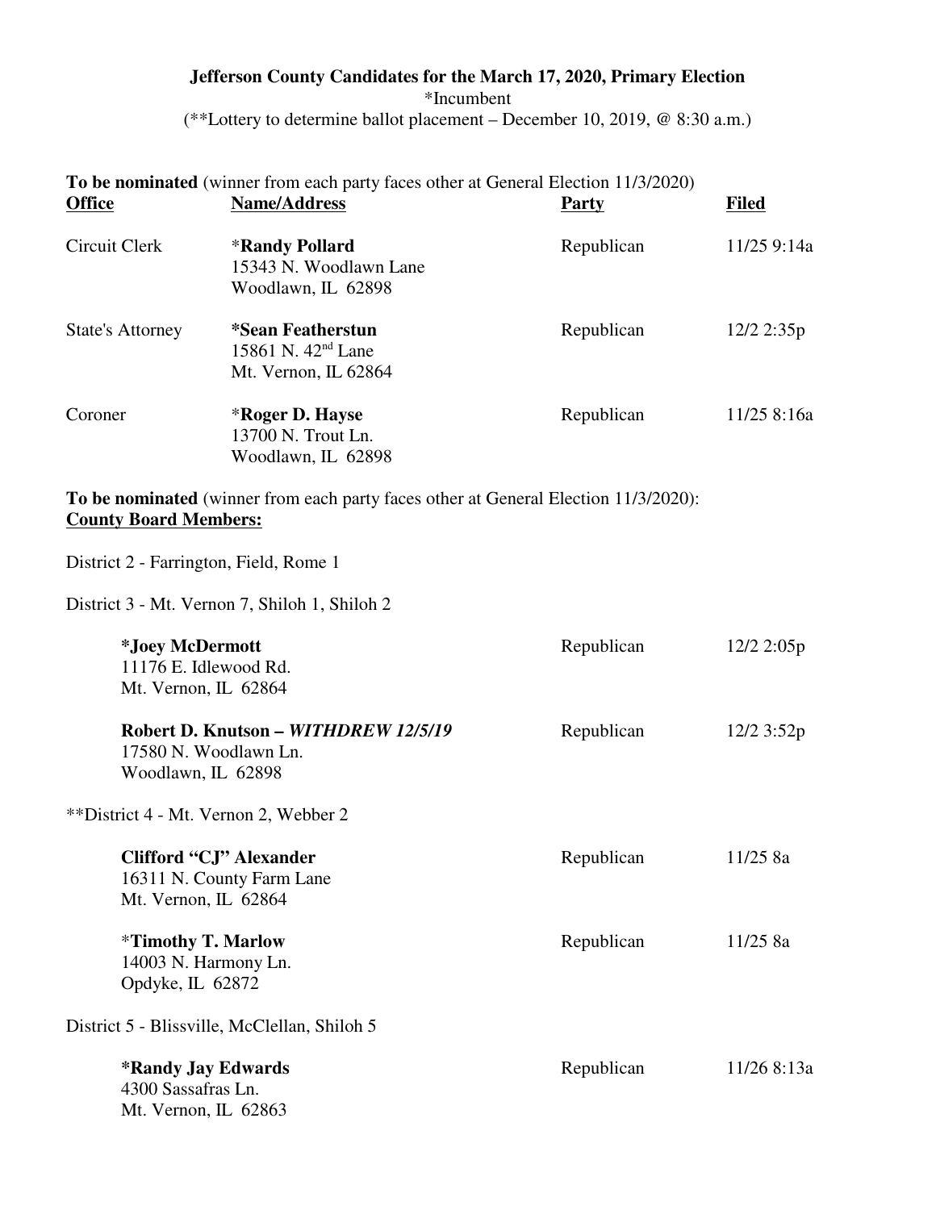**Jefferson County Candidates for the March 17, 2020, Primary Election**

*Incumbent

(**Lottery to determine ballot placement – December 10, 2019, @ 8:30 a.m.)

**To be nominated** (winner from each party faces other at General Election 11/3/2020)

| Office | Name/Address | Party | Filed |
|---|---|---|---|
| Circuit Clerk | ***Randy Pollard**<br>15343 N. Woodlawn Lane<br>Woodlawn, IL 62898 | Republican | 11/25 9:14a |
| State's Attorney | ***Sean Featherstun**<br>15861 N. 42nd Lane<br>Mt. Vernon, IL 62864 | Republican | 12/2 2:35p |
| Coroner | ***Roger D. Hayse**<br>13700 N. Trout Ln.<br>Woodlawn, IL 62898 | Republican | 11/25 8:16a |

**To be nominated** (winner from each party faces other at General Election 11/3/2020):

**County Board Members:**

District 2 - Farrington, Field, Rome 1

District 3 - Mt. Vernon 7, Shiloh 1, Shiloh 2

| Name/Address | Party | Filed |
|---|---|---|
| ***Joey McDermott**<br>11176 E. Idlewood Rd.<br>Mt. Vernon, IL 62864 | Republican | 12/2 2:05p |
| **Robert D. Knutson – *WITHDREW 12/5/19***<br>17580 N. Woodlawn Ln.<br>Woodlawn, IL 62898 | Republican | 12/2 3:52p |

**District 4 - Mt. Vernon 2, Webber 2

| Name/Address | Party | Filed |
|---|---|---|
| **Clifford "CJ" Alexander**<br>16311 N. County Farm Lane<br>Mt. Vernon, IL 62864 | Republican | 11/25 8a |
| ***Timothy T. Marlow**<br>14003 N. Harmony Ln.<br>Opdyke, IL 62872 | Republican | 11/25 8a |

District 5 - Blissville, McClellan, Shiloh 5

| Name/Address | Party | Filed |
|---|---|---|
| ***Randy Jay Edwards**<br>4300 Sassafras Ln.<br>Mt. Vernon, IL 62863 | Republican | 11/26 8:13a |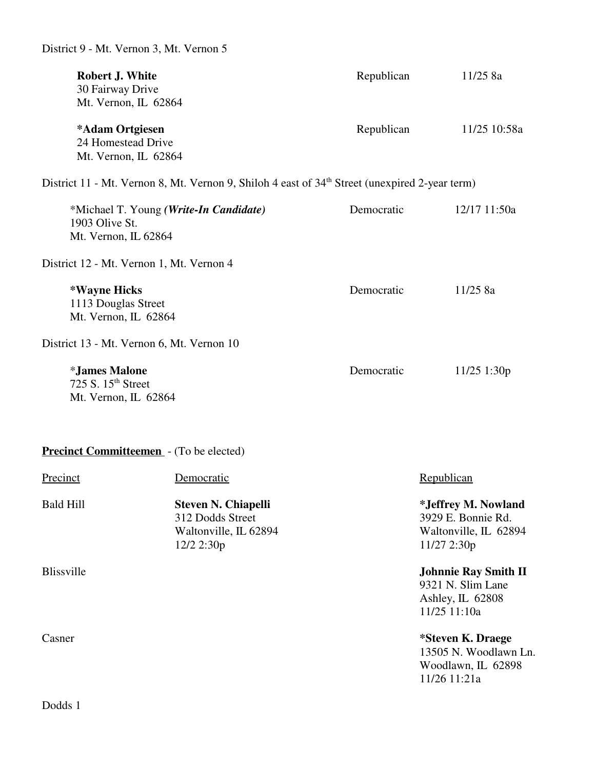District 9 - Mt. Vernon 3, Mt. Vernon 5

| Candidate | Party | Filed |
|---|---|---|
| **Robert J. White**<br>30 Fairway Drive<br>Mt. Vernon, IL 62864 | Republican | 11/25 8a |
| ***Adam Ortgiesen**<br>24 Homestead Drive<br>Mt. Vernon, IL 62864 | Republican | 11/25 10:58a |

District 11 - Mt. Vernon 8, Mt. Vernon 9, Shiloh 4 east of 34th Street (unexpired 2-year term)

| Candidate | Party | Filed |
|---|---|---|
| *Michael T. Young ***(Write-In Candidate)***<br>1903 Olive St.<br>Mt. Vernon, IL 62864 | Democratic | 12/17 11:50a |

District 12 - Mt. Vernon 1, Mt. Vernon 4

| Candidate | Party | Filed |
|---|---|---|
| ***Wayne Hicks**<br>1113 Douglas Street<br>Mt. Vernon, IL 62864 | Democratic | 11/25 8a |

District 13 - Mt. Vernon 6, Mt. Vernon 10

| Candidate | Party | Filed |
|---|---|---|
| ***James Malone**<br>725 S. 15th Street<br>Mt. Vernon, IL 62864 | Democratic | 11/25 1:30p |

**Precinct Committeemen** - (To be elected)

| Precinct | Democratic | Republican |
|---|---|---|
| Bald Hill | **Steven N. Chiapelli**<br>312 Dodds Street<br>Waltonville, IL 62894<br>12/2 2:30p | ***Jeffrey M. Nowland**<br>3929 E. Bonnie Rd.<br>Waltonville, IL 62894<br>11/27 2:30p |
| Blissville | | **Johnnie Ray Smith II**<br>9321 N. Slim Lane<br>Ashley, IL 62808<br>11/25 11:10a |
| Casner | | ***Steven K. Draege**<br>13505 N. Woodlawn Ln.<br>Woodlawn, IL 62898<br>11/26 11:21a |
| Dodds 1 | | |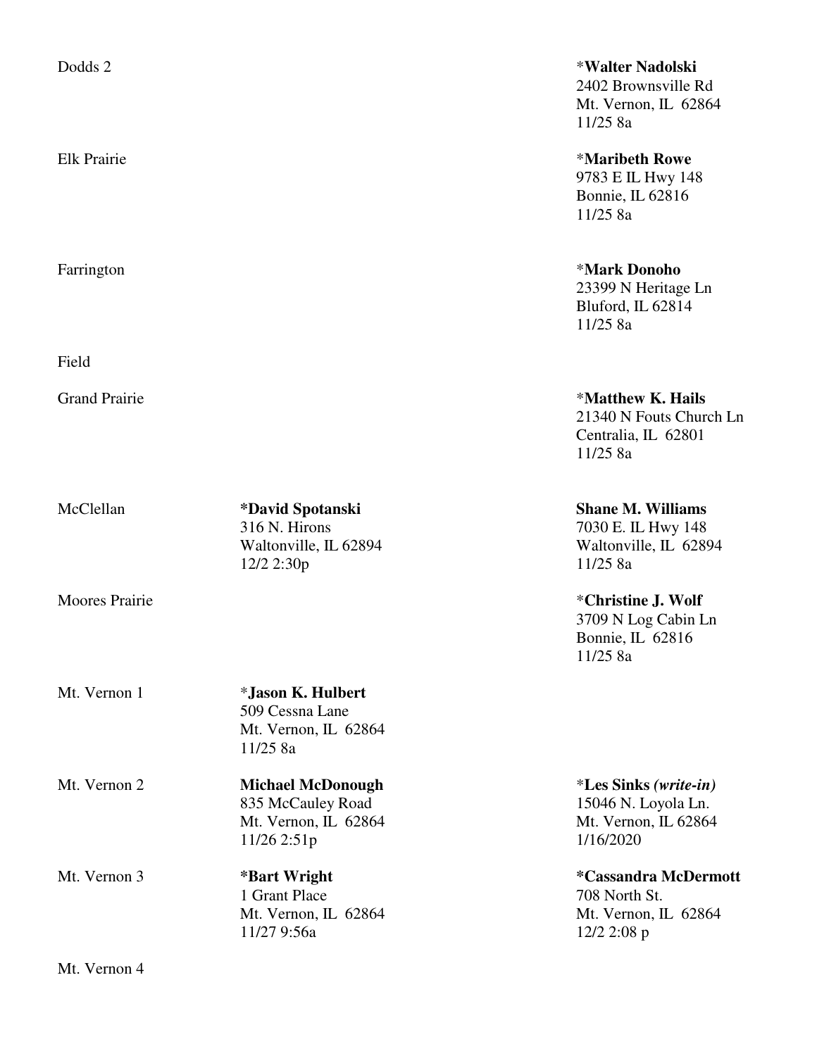| | | |
|---|---|---|
| Dodds 2 | | *Walter Nadolski<br>2402 Brownsville Rd<br>Mt. Vernon, IL 62864<br>11/25 8a |
| Elk Prairie | | *Maribeth Rowe<br>9783 E IL Hwy 148<br>Bonnie, IL 62816<br>11/25 8a |
| Farrington | | *Mark Donoho<br>23399 N Heritage Ln<br>Bluford, IL 62814<br>11/25 8a |
| Field | | |
| Grand Prairie | | *Matthew K. Hails<br>21340 N Fouts Church Ln<br>Centralia, IL 62801<br>11/25 8a |
| McClellan | **\*David Spotanski**<br>316 N. Hirons<br>Waltonville, IL 62894<br>12/2 2:30p | **Shane M. Williams**<br>7030 E. IL Hwy 148<br>Waltonville, IL 62894<br>11/25 8a |
| Moores Prairie | | *Christine J. Wolf<br>3709 N Log Cabin Ln<br>Bonnie, IL 62816<br>11/25 8a |
| Mt. Vernon 1 | *Jason K. Hulbert<br>509 Cessna Lane<br>Mt. Vernon, IL 62864<br>11/25 8a | |
| Mt. Vernon 2 | **Michael McDonough**<br>835 McCauley Road<br>Mt. Vernon, IL 62864<br>11/26 2:51p | *Les Sinks ***(write-in)***<br>15046 N. Loyola Ln.<br>Mt. Vernon, IL 62864<br>1/16/2020 |
| Mt. Vernon 3 | **\*Bart Wright**<br>1 Grant Place<br>Mt. Vernon, IL 62864<br>11/27 9:56a | **\*Cassandra McDermott**<br>708 North St.<br>Mt. Vernon, IL 62864<br>12/2 2:08 p |
| Mt. Vernon 4 | | |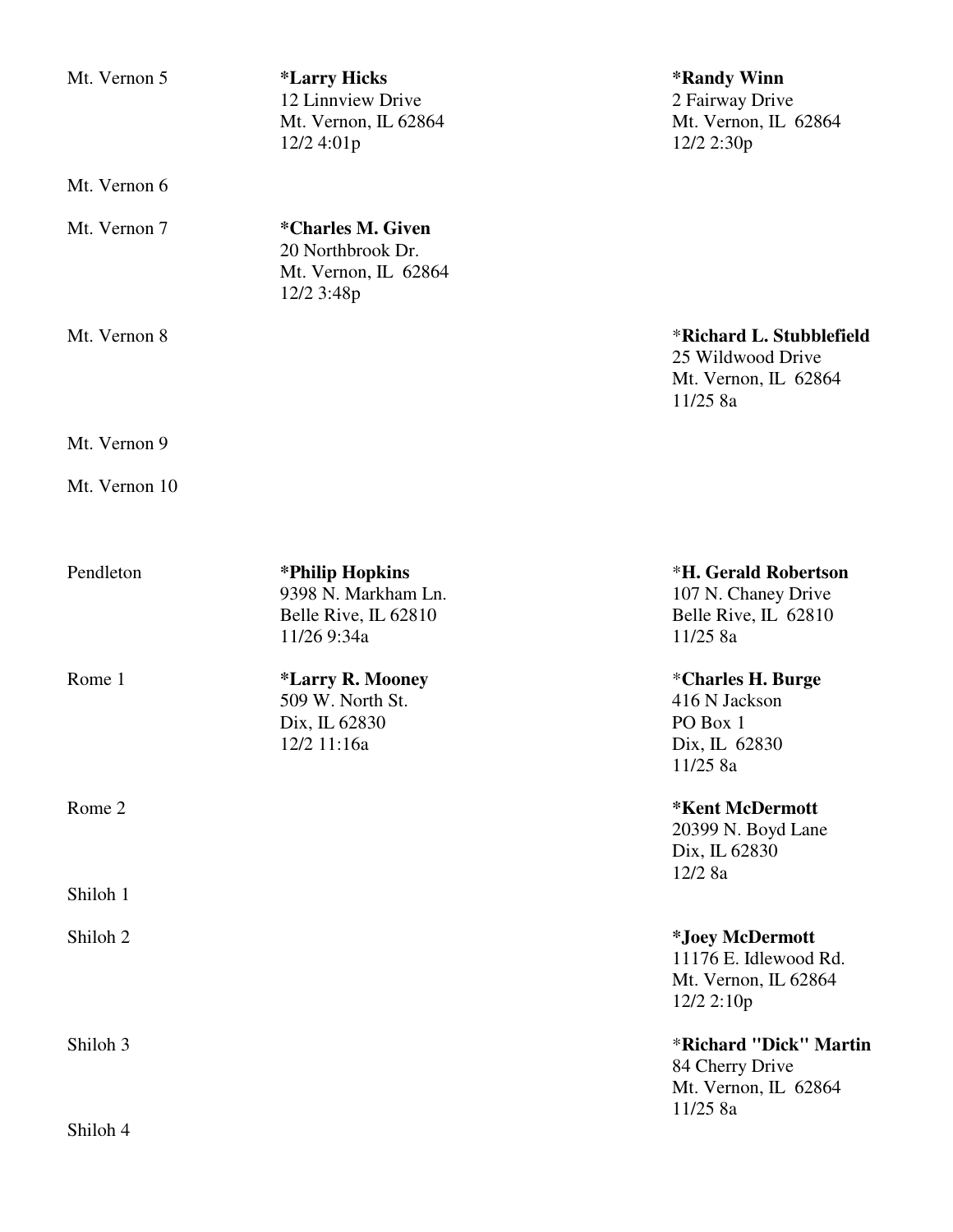| | | |
|---|---|---|
| Mt. Vernon 5 | **\*Larry Hicks**<br>12 Linnview Drive<br>Mt. Vernon, IL 62864<br>12/2 4:01p | **\*Randy Winn**<br>2 Fairway Drive<br>Mt. Vernon, IL 62864<br>12/2 2:30p |
| Mt. Vernon 6 | | |
| Mt. Vernon 7 | **\*Charles M. Given**<br>20 Northbrook Dr.<br>Mt. Vernon, IL 62864<br>12/2 3:48p | |
| Mt. Vernon 8 | | \***Richard L. Stubblefield**<br>25 Wildwood Drive<br>Mt. Vernon, IL 62864<br>11/25 8a |
| Mt. Vernon 9 | | |
| Mt. Vernon 10 | | |
| Pendleton | **\*Philip Hopkins**<br>9398 N. Markham Ln.<br>Belle Rive, IL 62810<br>11/26 9:34a | \***H. Gerald Robertson**<br>107 N. Chaney Drive<br>Belle Rive, IL 62810<br>11/25 8a |
| Rome 1 | **\*Larry R. Mooney**<br>509 W. North St.<br>Dix, IL 62830<br>12/2 11:16a | \***Charles H. Burge**<br>416 N Jackson<br>PO Box 1<br>Dix, IL 62830<br>11/25 8a |
| Rome 2 | | **\*Kent McDermott**<br>20399 N. Boyd Lane<br>Dix, IL 62830<br>12/2 8a |
| Shiloh 1 | | |
| Shiloh 2 | | **\*Joey McDermott**<br>11176 E. Idlewood Rd.<br>Mt. Vernon, IL 62864<br>12/2 2:10p |
| Shiloh 3 | | \***Richard "Dick" Martin**<br>84 Cherry Drive<br>Mt. Vernon, IL 62864<br>11/25 8a |
| Shiloh 4 | | |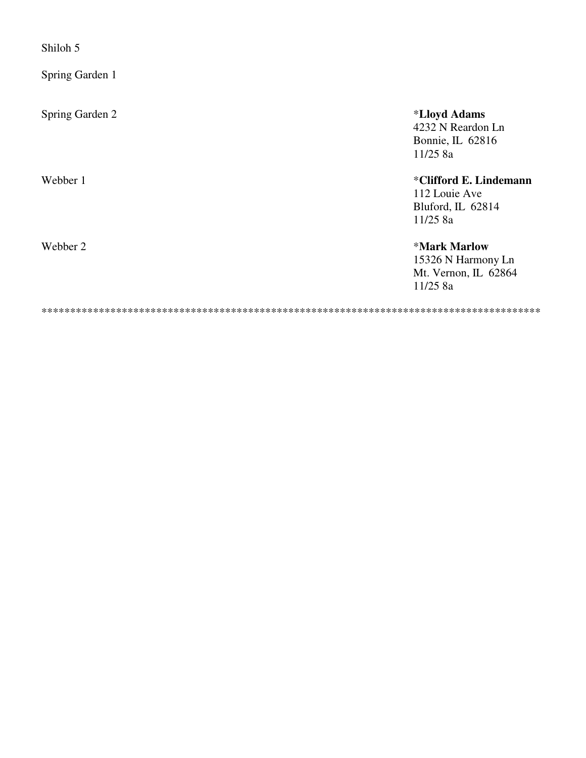Shiloh 5

Spring Garden 1

| | |
|---|---|
| Spring Garden 2 | *__Lloyd Adams__<br>4232 N Reardon Ln<br>Bonnie, IL 62816<br>11/25 8a |
| Webber 1 | *__Clifford E. Lindemann__<br>112 Louie Ave<br>Bluford, IL 62814<br>11/25 8a |
| Webber 2 | *__Mark Marlow__<br>15326 N Harmony Ln<br>Mt. Vernon, IL 62864<br>11/25 8a |

****************************************************************************************